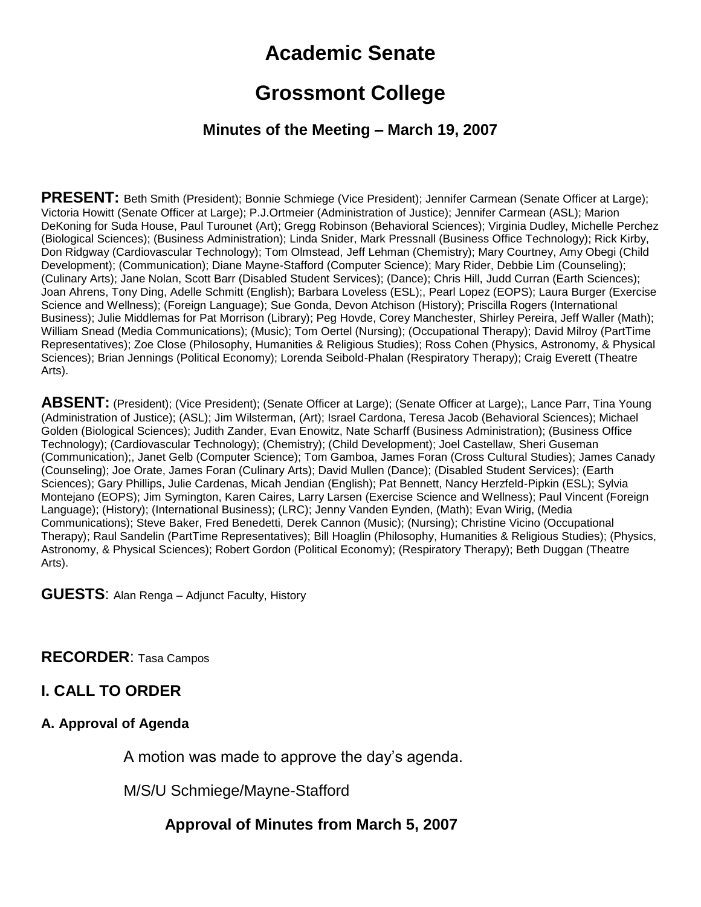# Academic Senate

# Grossmont College

### Minutes of the Meeting – March 19, 2007

**PRESENT:** Beth Smith (President); Bonnie Schmiege (Vice President); Jennifer Carmean (Senate Officer at Large); Victoria Howitt (Senate Officer at Large); P.J.Ortmeier (Administration of Justice); Jennifer Carmean (ASL); Marion DeKoning for Suda House, Paul Turounet (Art); Gregg Robinson (Behavioral Sciences); Virginia Dudley, Michelle Perchez (Biological Sciences); (Business Administration); Linda Snider, Mark Pressnall (Business Office Technology); Rick Kirby, Don Ridgway (Cardiovascular Technology); Tom Olmstead, Jeff Lehman (Chemistry); Mary Courtney, Amy Obegi (Child Development); (Communication); Diane Mayne-Stafford (Computer Science); Mary Rider, Debbie Lim (Counseling); (Culinary Arts); Jane Nolan, Scott Barr (Disabled Student Services); (Dance); Chris Hill, Judd Curran (Earth Sciences); Joan Ahrens, Tony Ding, Adelle Schmitt (English); Barbara Loveless (ESL);, Pearl Lopez (EOPS); Laura Burger (Exercise Science and Wellness); (Foreign Language); Sue Gonda, Devon Atchison (History); Priscilla Rogers (International Business); Julie Middlemas for Pat Morrison (Library); Peg Hovde, Corey Manchester, Shirley Pereira, Jeff Waller (Math); William Snead (Media Communications); (Music); Tom Oertel (Nursing); (Occupational Therapy); David Milroy (PartTime Representatives); Zoe Close (Philosophy, Humanities & Religious Studies); Ross Cohen (Physics, Astronomy, & Physical Sciences); Brian Jennings (Political Economy); Lorenda Seibold-Phalan (Respiratory Therapy); Craig Everett (Theatre Arts).

**ABSENT:** (President); (Vice President); (Senate Officer at Large); (Senate Officer at Large);, Lance Parr, Tina Young (Administration of Justice); (ASL); Jim Wilsterman, (Art); Israel Cardona, Teresa Jacob (Behavioral Sciences); Michael Golden (Biological Sciences); Judith Zander, Evan Enowitz, Nate Scharff (Business Administration); (Business Office Technology); (Cardiovascular Technology); (Chemistry); (Child Development); Joel Castellaw, Sheri Guseman (Communication);, Janet Gelb (Computer Science); Tom Gamboa, James Foran (Cross Cultural Studies); James Canady (Counseling); Joe Orate, James Foran (Culinary Arts); David Mullen (Dance); (Disabled Student Services); (Earth Sciences); Gary Phillips, Julie Cardenas, Micah Jendian (English); Pat Bennett, Nancy Herzfeld-Pipkin (ESL); Sylvia Montejano (EOPS); Jim Symington, Karen Caires, Larry Larsen (Exercise Science and Wellness); Paul Vincent (Foreign Language); (History); (International Business); (LRC); Jenny Vanden Eynden, (Math); Evan Wirig, (Media Communications); Steve Baker, Fred Benedetti, Derek Cannon (Music); (Nursing); Christine Vicino (Occupational Therapy); Raul Sandelin (PartTime Representatives); Bill Hoaglin (Philosophy, Humanities & Religious Studies); (Physics, Astronomy, & Physical Sciences); Robert Gordon (Political Economy); (Respiratory Therapy); Beth Duggan (Theatre Arts).

**GUESTS**: Alan Renga – Adjunct Faculty, History

**RECORDER**: Tasa Campos

## I. CALL TO ORDER

### A. Approval of Agenda

A motion was made to approve the day's agenda.

M/S/U Schmiege/Mayne-Stafford

**Approval of Minutes from March 5, 2007**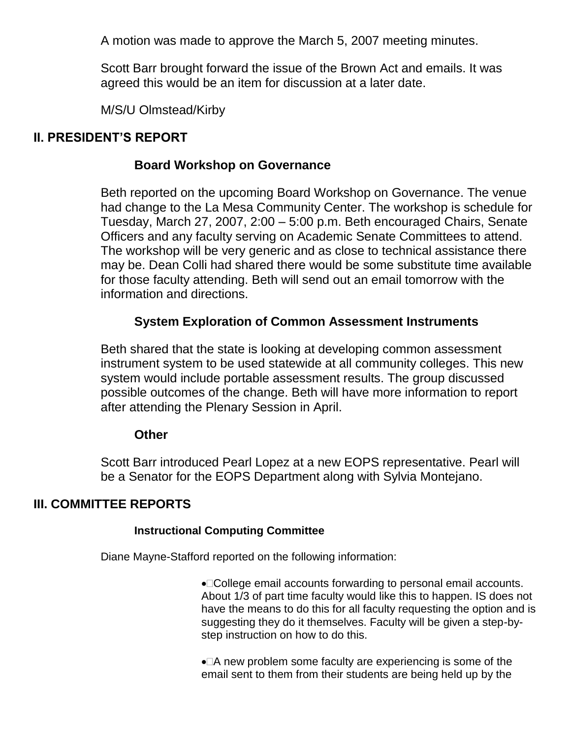A motion was made to approve the March 5, 2007 meeting minutes.

Scott Barr brought forward the issue of the Brown Act and emails. It was agreed this would be an item for discussion at a later date.

M/S/U Olmstead/Kirby

## II. PRESIDENT'S REPORT

### Board Workshop on Governance

Beth reported on the upcoming Board Workshop on Governance. The venue had change to the La Mesa Community Center. The workshop is schedule for Tuesday, March 27, 2007, 2:00 – 5:00 p.m. Beth encouraged Chairs, Senate Officers and any faculty serving on Academic Senate Committees to attend. The workshop will be very generic and as close to technical assistance there may be. Dean Colli had shared there would be some substitute time available for those faculty attending. Beth will send out an email tomorrow with the information and directions.

### System Exploration of Common Assessment Instruments

Beth shared that the state is looking at developing common assessment instrument system to be used statewide at all community colleges. This new system would include portable assessment results. The group discussed possible outcomes of the change. Beth will have more information to report after attending the Plenary Session in April.

### Other

Scott Barr introduced Pearl Lopez at a new EOPS representative. Pearl will be a Senator for the EOPS Department along with Sylvia Montejano.

## III. COMMITTEE REPORTS

### Instructional Computing Committee

Diane Mayne-Stafford reported on the following information:

- College email accounts forwarding to personal email accounts. About 1/3 of part time faculty would like this to happen. IS does not have the means to do this for all faculty requesting the option and is suggesting they do it themselves. Faculty will be given a step-by-step instruction on how to do this.
- A new problem some faculty are experiencing is some of the email sent to them from their students are being held up by the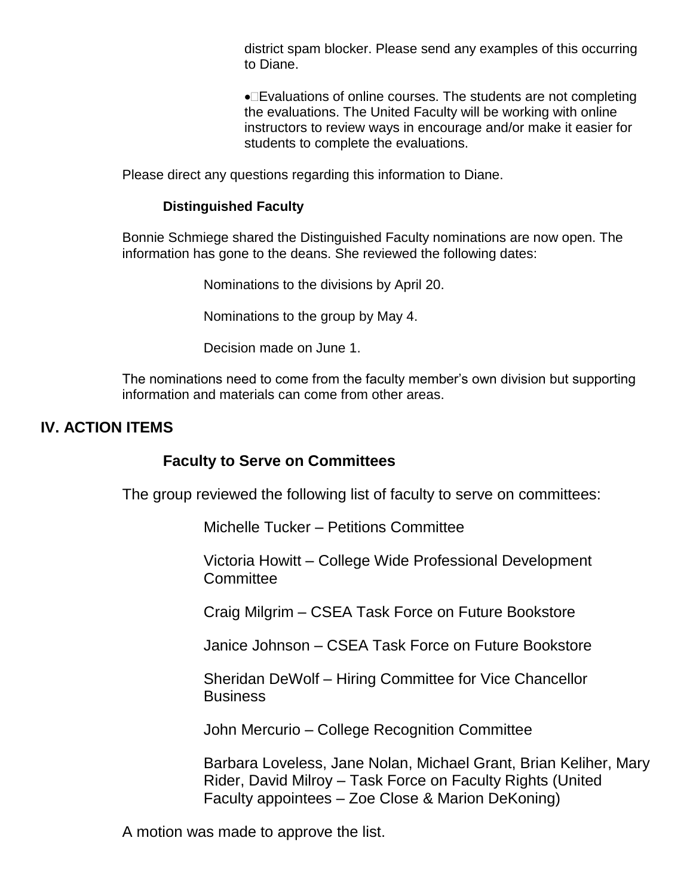district spam blocker. Please send any examples of this occurring to Diane.

- Evaluations of online courses. The students are not completing the evaluations. The United Faculty will be working with online instructors to review ways in encourage and/or make it easier for students to complete the evaluations.

Please direct any questions regarding this information to Diane.

**Distinguished Faculty**

Bonnie Schmiege shared the Distinguished Faculty nominations are now open. The information has gone to the deans. She reviewed the following dates:

Nominations to the divisions by April 20.

Nominations to the group by May 4.

Decision made on June 1.

The nominations need to come from the faculty member's own division but supporting information and materials can come from other areas.

## IV. ACTION ITEMS

**Faculty to Serve on Committees**

The group reviewed the following list of faculty to serve on committees:

Michelle Tucker – Petitions Committee

Victoria Howitt – College Wide Professional Development Committee

Craig Milgrim – CSEA Task Force on Future Bookstore

Janice Johnson – CSEA Task Force on Future Bookstore

Sheridan DeWolf – Hiring Committee for Vice Chancellor Business

John Mercurio – College Recognition Committee

Barbara Loveless, Jane Nolan, Michael Grant, Brian Keliher, Mary Rider, David Milroy – Task Force on Faculty Rights (United Faculty appointees – Zoe Close & Marion DeKoning)

A motion was made to approve the list.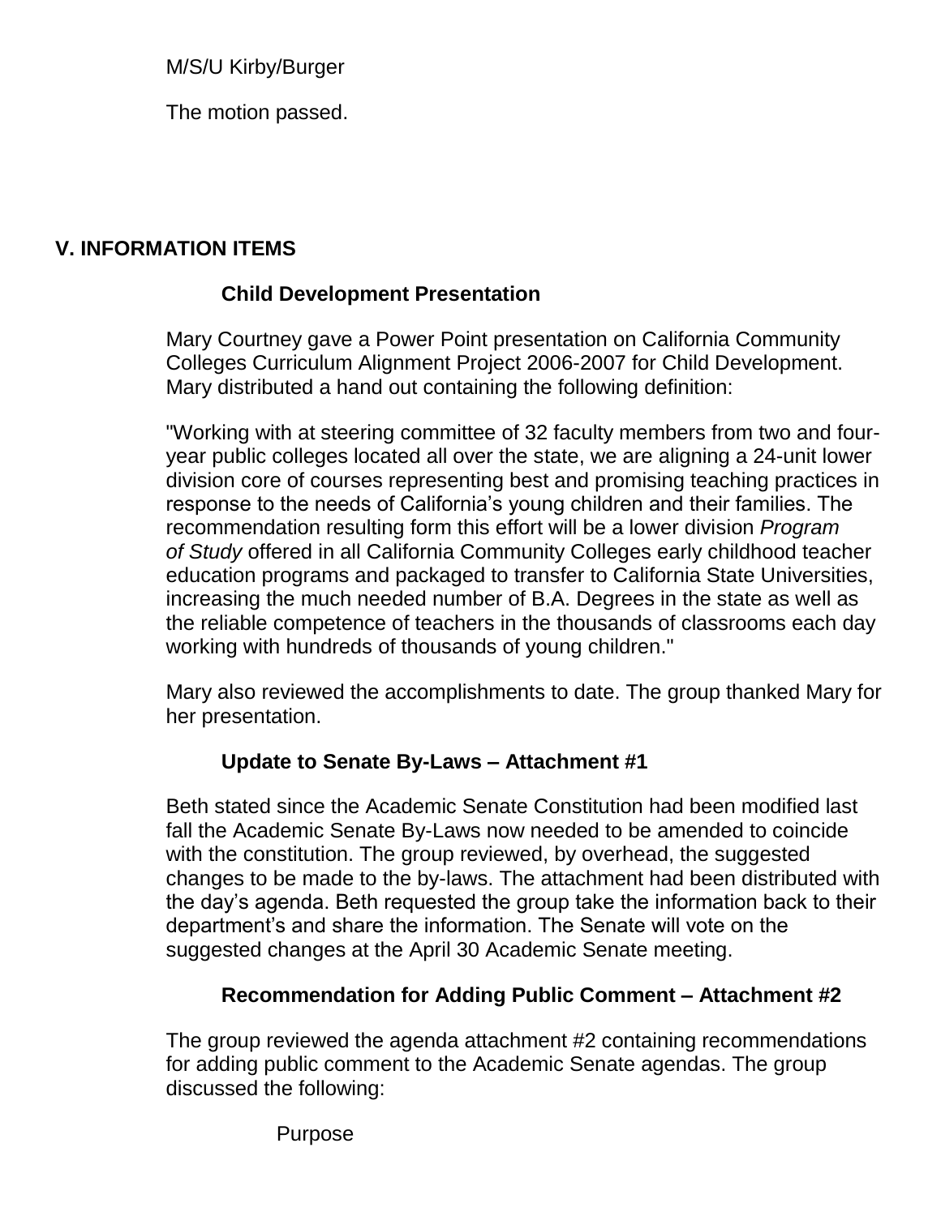M/S/U Kirby/Burger

The motion passed.

## V. INFORMATION ITEMS

### Child Development Presentation

Mary Courtney gave a Power Point presentation on California Community Colleges Curriculum Alignment Project 2006-2007 for Child Development. Mary distributed a hand out containing the following definition:

"Working with at steering committee of 32 faculty members from two and four-year public colleges located all over the state, we are aligning a 24-unit lower division core of courses representing best and promising teaching practices in response to the needs of California's young children and their families. The recommendation resulting form this effort will be a lower division *Program of Study* offered in all California Community Colleges early childhood teacher education programs and packaged to transfer to California State Universities, increasing the much needed number of B.A. Degrees in the state as well as the reliable competence of teachers in the thousands of classrooms each day working with hundreds of thousands of young children."

Mary also reviewed the accomplishments to date. The group thanked Mary for her presentation.

### Update to Senate By-Laws – Attachment #1

Beth stated since the Academic Senate Constitution had been modified last fall the Academic Senate By-Laws now needed to be amended to coincide with the constitution. The group reviewed, by overhead, the suggested changes to be made to the by-laws. The attachment had been distributed with the day's agenda. Beth requested the group take the information back to their department's and share the information. The Senate will vote on the suggested changes at the April 30 Academic Senate meeting.

### Recommendation for Adding Public Comment – Attachment #2

The group reviewed the agenda attachment #2 containing recommendations for adding public comment to the Academic Senate agendas. The group discussed the following:

Purpose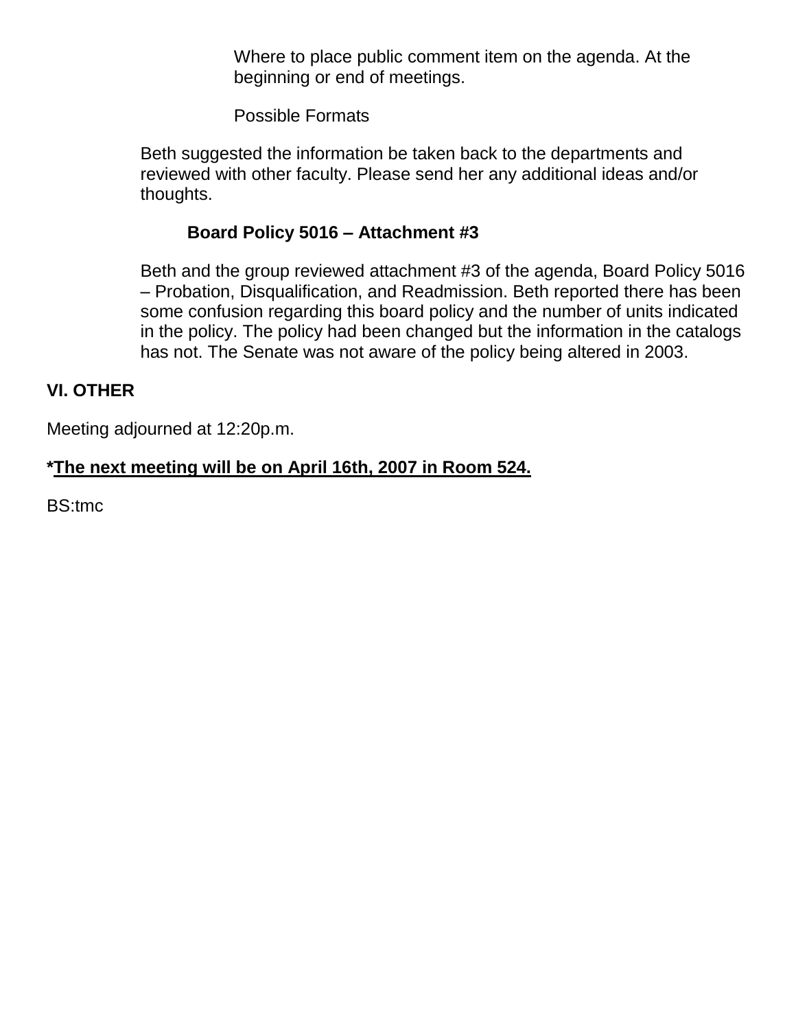Where to place public comment item on the agenda. At the beginning or end of meetings.

Possible Formats

Beth suggested the information be taken back to the departments and reviewed with other faculty. Please send her any additional ideas and/or thoughts.

**Board Policy 5016 – Attachment #3**

Beth and the group reviewed attachment #3 of the agenda, Board Policy 5016 – Probation, Disqualification, and Readmission. Beth reported there has been some confusion regarding this board policy and the number of units indicated in the policy. The policy had been changed but the information in the catalogs has not. The Senate was not aware of the policy being altered in 2003.

**VI. OTHER**

Meeting adjourned at 12:20p.m.

***<u>The next meeting will be on April 16th, 2007 in Room 524.</u>**

BS:tmc